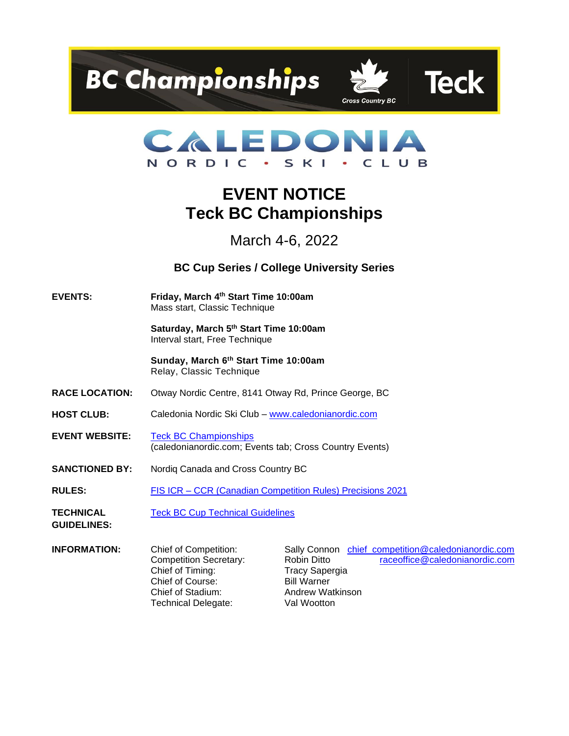BC Championships — Cross Country BC — Teck

CALEDONIA NORDIC • SKI • CLUB

# EVENT NOTICE
# Teck BC Championships

March 4-6, 2022

**BC Cup Series / College University Series**

| | |
|---|---|
| **EVENTS:** | **Friday, March 4th Start Time 10:00am**<br>Mass start, Classic Technique<br><br>**Saturday, March 5th Start Time 10:00am**<br>Interval start, Free Technique<br><br>**Sunday, March 6th Start Time 10:00am**<br>Relay, Classic Technique |
| **RACE LOCATION:** | Otway Nordic Centre, 8141 Otway Rd, Prince George, BC |
| **HOST CLUB:** | Caledonia Nordic Ski Club – www.caledonianordic.com |
| **EVENT WEBSITE:** | Teck BC Championships<br>(caledonianordic.com; Events tab; Cross Country Events) |
| **SANCTIONED BY:** | Nordiq Canada and Cross Country BC |
| **RULES:** | FIS ICR – CCR (Canadian Competition Rules) Precisions 2021 |
| **TECHNICAL GUIDELINES:** | Teck BC Cup Technical Guidelines |

**INFORMATION:**

| | | |
|---|---|---|
| Chief of Competition: | Sally Connon | chief_competition@caledonianordic.com |
| Competition Secretary: | Robin Ditto | raceoffice@caledonianordic.com |
| Chief of Timing: | Tracy Sapergia | |
| Chief of Course: | Bill Warner | |
| Chief of Stadium: | Andrew Watkinson | |
| Technical Delegate: | Val Wootton | |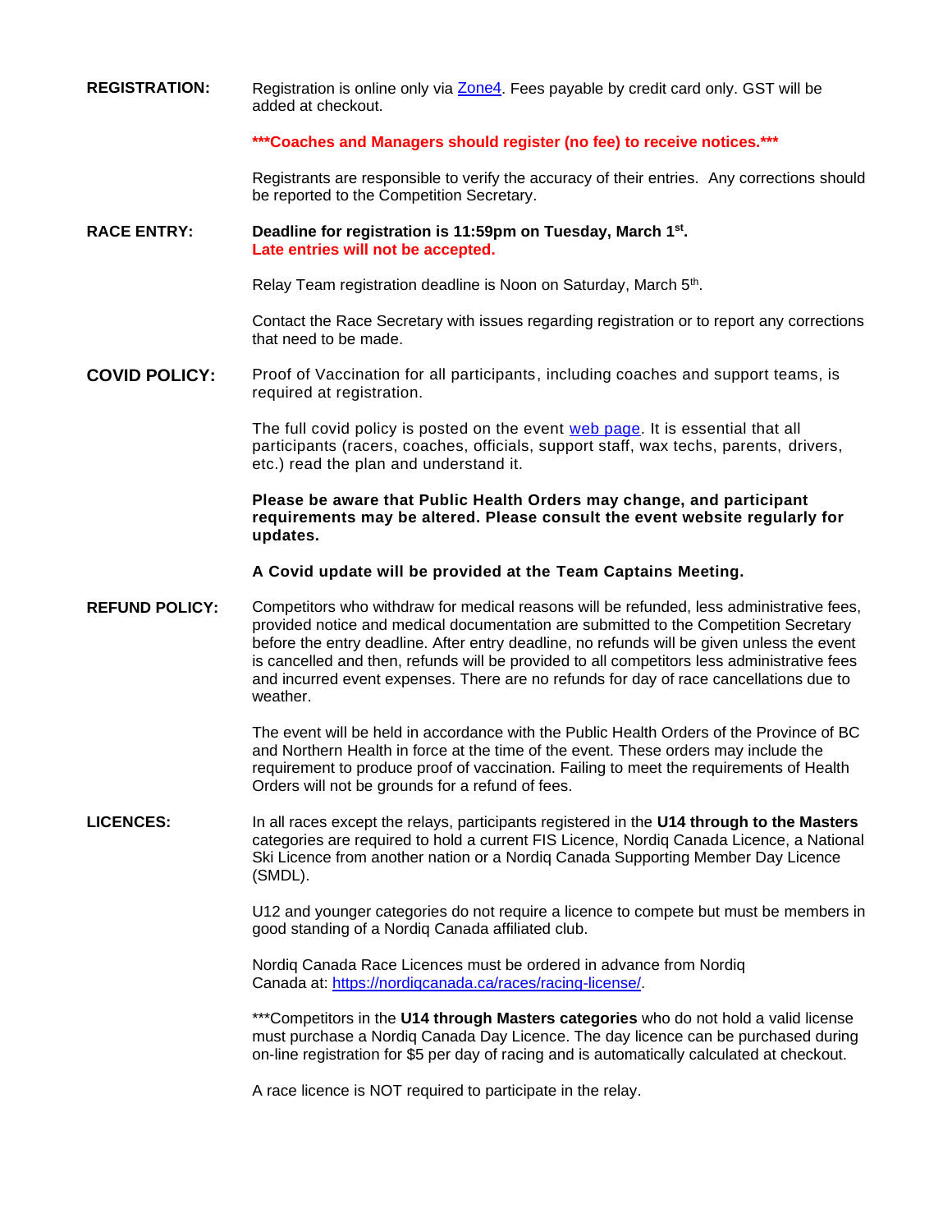**REGISTRATION:**

Registration is online only via [Zone4](Zone4). Fees payable by credit card only. GST will be added at checkout.

**\*\*\*Coaches and Managers should register (no fee) to receive notices.\*\*\***

Registrants are responsible to verify the accuracy of their entries. Any corrections should be reported to the Competition Secretary.

**RACE ENTRY:**

**Deadline for registration is 11:59pm on Tuesday, March 1st.**
**Late entries will not be accepted.**

Relay Team registration deadline is Noon on Saturday, March 5th.

Contact the Race Secretary with issues regarding registration or to report any corrections that need to be made.

**COVID POLICY:**

Proof of Vaccination for all participants, including coaches and support teams, is required at registration.

The full covid policy is posted on the event web page. It is essential that all participants (racers, coaches, officials, support staff, wax techs, parents, drivers, etc.) read the plan and understand it.

**Please be aware that Public Health Orders may change, and participant requirements may be altered. Please consult the event website regularly for updates.**

**A Covid update will be provided at the Team Captains Meeting.**

**REFUND POLICY:**

Competitors who withdraw for medical reasons will be refunded, less administrative fees, provided notice and medical documentation are submitted to the Competition Secretary before the entry deadline. After entry deadline, no refunds will be given unless the event is cancelled and then, refunds will be provided to all competitors less administrative fees and incurred event expenses. There are no refunds for day of race cancellations due to weather.

The event will be held in accordance with the Public Health Orders of the Province of BC and Northern Health in force at the time of the event. These orders may include the requirement to produce proof of vaccination. Failing to meet the requirements of Health Orders will not be grounds for a refund of fees.

**LICENCES:**

In all races except the relays, participants registered in the **U14 through to the Masters** categories are required to hold a current FIS Licence, Nordiq Canada Licence, a National Ski Licence from another nation or a Nordiq Canada Supporting Member Day Licence (SMDL).

U12 and younger categories do not require a licence to compete but must be members in good standing of a Nordiq Canada affiliated club.

Nordiq Canada Race Licences must be ordered in advance from Nordiq Canada at: https://nordiqcanada.ca/races/racing-license/.

\*\*\*Competitors in the **U14 through Masters categories** who do not hold a valid license must purchase a Nordiq Canada Day Licence. The day licence can be purchased during on-line registration for $5 per day of racing and is automatically calculated at checkout.

A race licence is NOT required to participate in the relay.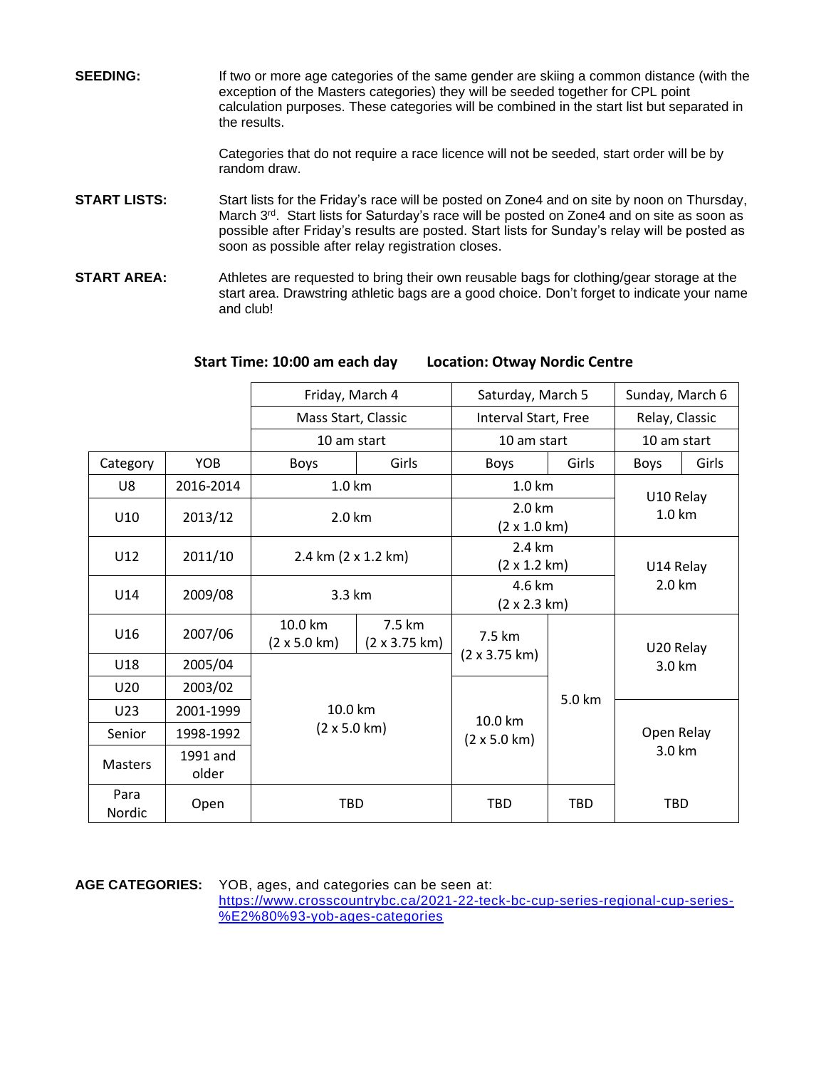**SEEDING:** If two or more age categories of the same gender are skiing a common distance (with the exception of the Masters categories) they will be seeded together for CPL point calculation purposes. These categories will be combined in the start list but separated in the results.

Categories that do not require a race licence will not be seeded, start order will be by random draw.

**START LISTS:** Start lists for the Friday's race will be posted on Zone4 and on site by noon on Thursday, March 3rd. Start lists for Saturday's race will be posted on Zone4 and on site as soon as possible after Friday's results are posted. Start lists for Sunday's relay will be posted as soon as possible after relay registration closes.

**START AREA:** Athletes are requested to bring their own reusable bags for clothing/gear storage at the start area. Drawstring athletic bags are a good choice. Don't forget to indicate your name and club!

**Start Time: 10:00 am each day Location: Otway Nordic Centre**

| | | Friday, March 4 | | Saturday, March 5 | | Sunday, March 6 | |
|---|---|---|---|---|---|---|---|
| | | Mass Start, Classic | | Interval Start, Free | | Relay, Classic | |
| | | 10 am start | | 10 am start | | 10 am start | |
| Category | YOB | Boys | Girls | Boys | Girls | Boys | Girls |
| U8 | 2016-2014 | 1.0 km | | 1.0 km | | U10 Relay 1.0 km | |
| U10 | 2013/12 | 2.0 km | | 2.0 km (2 x 1.0 km) | | | |
| U12 | 2011/10 | 2.4 km (2 x 1.2 km) | | 2.4 km (2 x 1.2 km) | | U14 Relay 2.0 km | |
| U14 | 2009/08 | 3.3 km | | 4.6 km (2 x 2.3 km) | | | |
| U16 | 2007/06 | 10.0 km (2 x 5.0 km) | 7.5 km (2 x 3.75 km) | 7.5 km (2 x 3.75 km) | 5.0 km | U20 Relay 3.0 km | |
| U18 | 2005/04 | 10.0 km (2 x 5.0 km) | | | | | |
| U20 | 2003/02 | | | 10.0 km (2 x 5.0 km) | | | |
| U23 | 2001-1999 | | | | | Open Relay 3.0 km | |
| Senior | 1998-1992 | | | | | | |
| Masters | 1991 and older | | | | | | |
| Para Nordic | Open | TBD | | TBD | TBD | TBD | |

**AGE CATEGORIES:** YOB, ages, and categories can be seen at: https://www.crosscountrybc.ca/2021-22-teck-bc-cup-series-regional-cup-series-%E2%80%93-yob-ages-categories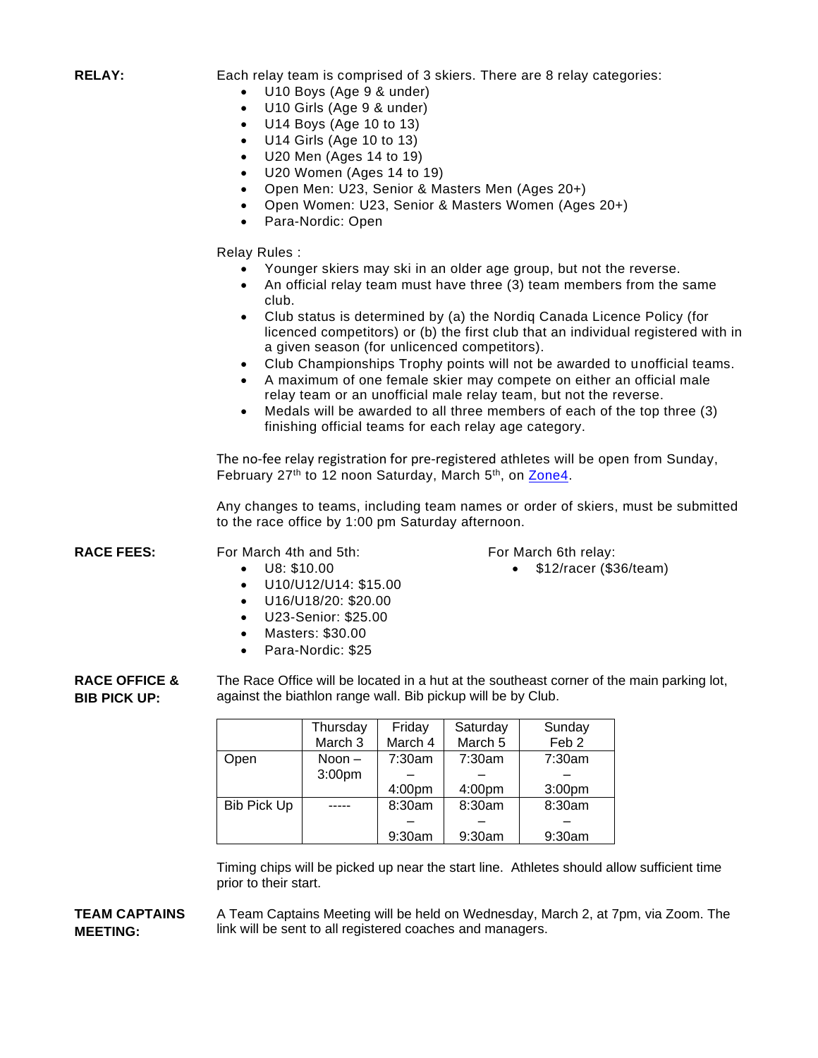**RELAY:**

Each relay team is comprised of 3 skiers. There are 8 relay categories:

- U10 Boys (Age 9 & under)
- U10 Girls (Age 9 & under)
- U14 Boys (Age 10 to 13)
- U14 Girls (Age 10 to 13)
- U20 Men (Ages 14 to 19)
- U20 Women (Ages 14 to 19)
- Open Men: U23, Senior & Masters Men (Ages 20+)
- Open Women: U23, Senior & Masters Women (Ages 20+)
- Para-Nordic: Open

Relay Rules :

- Younger skiers may ski in an older age group, but not the reverse.
- An official relay team must have three (3) team members from the same club.
- Club status is determined by (a) the Nordiq Canada Licence Policy (for licenced competitors) or (b) the first club that an individual registered with in a given season (for unlicenced competitors).
- Club Championships Trophy points will not be awarded to unofficial teams.
- A maximum of one female skier may compete on either an official male relay team or an unofficial male relay team, but not the reverse.
- Medals will be awarded to all three members of each of the top three (3) finishing official teams for each relay age category.

The no-fee relay registration for pre-registered athletes will be open from Sunday, February 27th to 12 noon Saturday, March 5th, on [Zone4](Zone4).

Any changes to teams, including team names or order of skiers, must be submitted to the race office by 1:00 pm Saturday afternoon.

**RACE FEES:**

For March 4th and 5th:

- U8: $10.00
- U10/U12/U14: $15.00
- U16/U18/20: $20.00
- U23-Senior: $25.00
- Masters: $30.00
- Para-Nordic: $25

For March 6th relay:

- $12/racer ($36/team)

**RACE OFFICE & BIB PICK UP:**

The Race Office will be located in a hut at the southeast corner of the main parking lot, against the biathlon range wall. Bib pickup will be by Club.

| | Thursday March 3 | Friday March 4 | Saturday March 5 | Sunday Feb 2 |
|---|---|---|---|---|
| Open | Noon – 3:00pm | 7:30am – 4:00pm | 7:30am – 4:00pm | 7:30am – 3:00pm |
| Bib Pick Up | ----- | 8:30am – 9:30am | 8:30am – 9:30am | 8:30am – 9:30am |

Timing chips will be picked up near the start line. Athletes should allow sufficient time prior to their start.

**TEAM CAPTAINS MEETING:**

A Team Captains Meeting will be held on Wednesday, March 2, at 7pm, via Zoom. The link will be sent to all registered coaches and managers.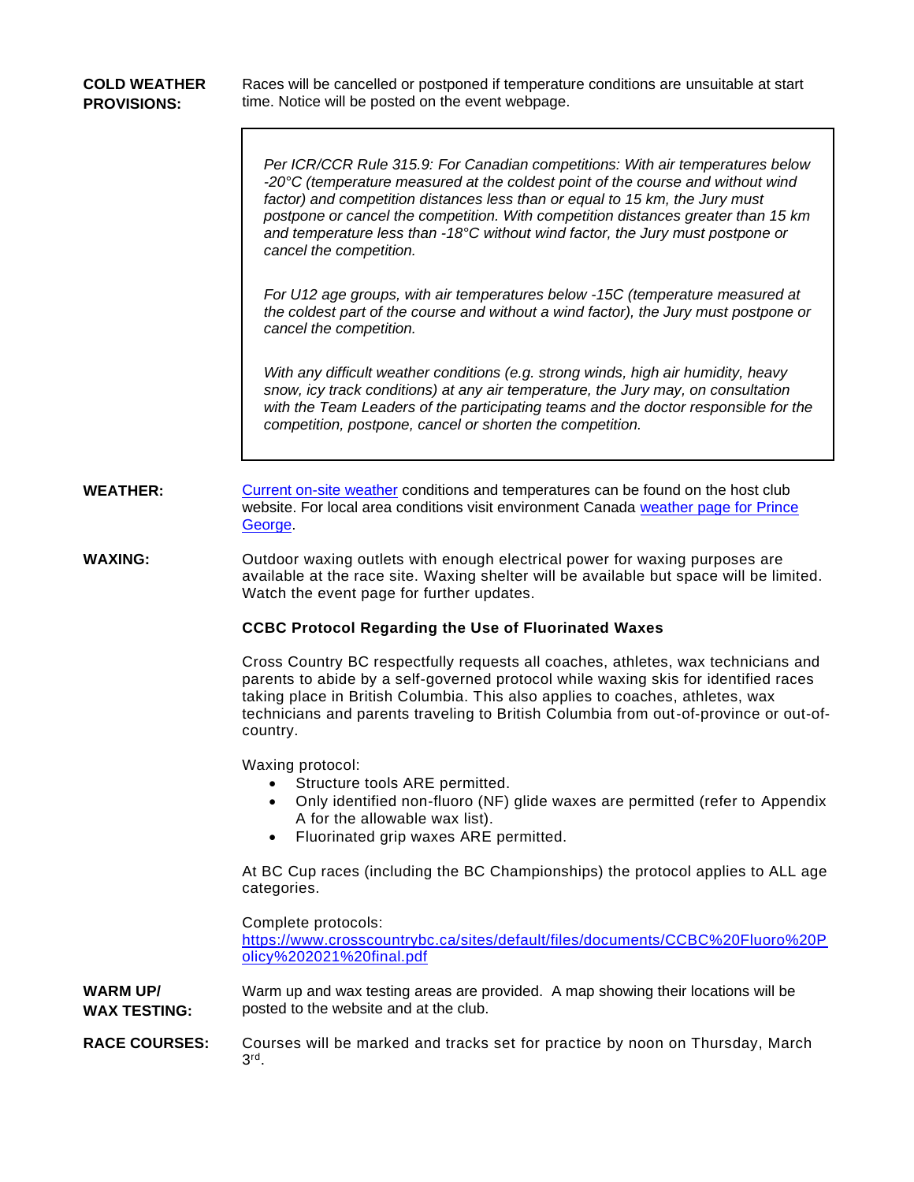**COLD WEATHER PROVISIONS:**

Races will be cancelled or postponed if temperature conditions are unsuitable at start time. Notice will be posted on the event webpage.

> *Per ICR/CCR Rule 315.9: For Canadian competitions: With air temperatures below -20°C (temperature measured at the coldest point of the course and without wind factor) and competition distances less than or equal to 15 km, the Jury must postpone or cancel the competition. With competition distances greater than 15 km and temperature less than -18°C without wind factor, the Jury must postpone or cancel the competition.*
>
> *For U12 age groups, with air temperatures below -15C (temperature measured at the coldest part of the course and without a wind factor), the Jury must postpone or cancel the competition.*
>
> *With any difficult weather conditions (e.g. strong winds, high air humidity, heavy snow, icy track conditions) at any air temperature, the Jury may, on consultation with the Team Leaders of the participating teams and the doctor responsible for the competition, postpone, cancel or shorten the competition.*

**WEATHER:**

Current on-site weather conditions and temperatures can be found on the host club website. For local area conditions visit environment Canada weather page for Prince George.

**WAXING:**

Outdoor waxing outlets with enough electrical power for waxing purposes are available at the race site. Waxing shelter will be available but space will be limited. Watch the event page for further updates.

**CCBC Protocol Regarding the Use of Fluorinated Waxes**

Cross Country BC respectfully requests all coaches, athletes, wax technicians and parents to abide by a self-governed protocol while waxing skis for identified races taking place in British Columbia. This also applies to coaches, athletes, wax technicians and parents traveling to British Columbia from out-of-province or out-of-country.

Waxing protocol:

- Structure tools ARE permitted.
- Only identified non-fluoro (NF) glide waxes are permitted (refer to Appendix A for the allowable wax list).
- Fluorinated grip waxes ARE permitted.

At BC Cup races (including the BC Championships) the protocol applies to ALL age categories.

Complete protocols:
https://www.crosscountrybc.ca/sites/default/files/documents/CCBC%20Fluoro%20Policy%202021%20final.pdf

**WARM UP/ WAX TESTING:**

Warm up and wax testing areas are provided. A map showing their locations will be posted to the website and at the club.

**RACE COURSES:**

Courses will be marked and tracks set for practice by noon on Thursday, March 3rd.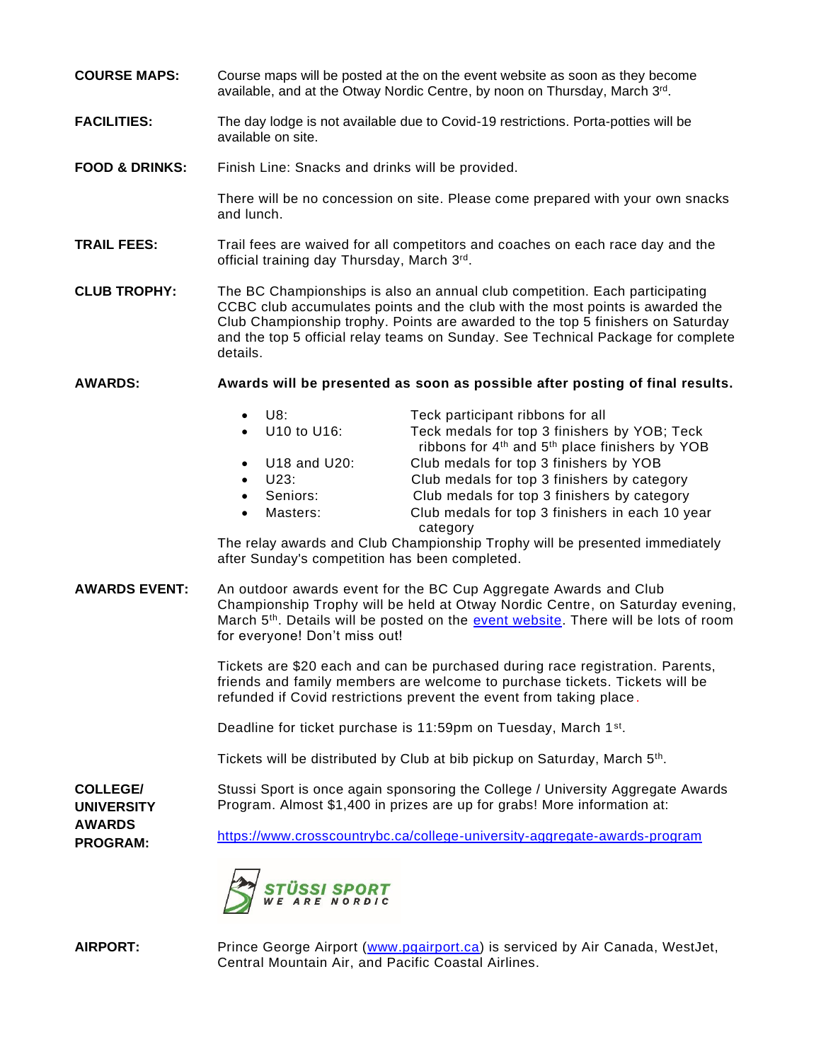**COURSE MAPS:** Course maps will be posted at the on the event website as soon as they become available, and at the Otway Nordic Centre, by noon on Thursday, March 3rd.

**FACILITIES:** The day lodge is not available due to Covid-19 restrictions. Porta-potties will be available on site.

**FOOD & DRINKS:** Finish Line: Snacks and drinks will be provided.

There will be no concession on site. Please come prepared with your own snacks and lunch.

**TRAIL FEES:** Trail fees are waived for all competitors and coaches on each race day and the official training day Thursday, March 3rd.

**CLUB TROPHY:** The BC Championships is also an annual club competition. Each participating CCBC club accumulates points and the club with the most points is awarded the Club Championship trophy. Points are awarded to the top 5 finishers on Saturday and the top 5 official relay teams on Sunday. See Technical Package for complete details.

**AWARDS:** **Awards will be presented as soon as possible after posting of final results.**

- U8: Teck participant ribbons for all
- U10 to U16: Teck medals for top 3 finishers by YOB; Teck ribbons for 4th and 5th place finishers by YOB
- U18 and U20: Club medals for top 3 finishers by YOB
- U23: Club medals for top 3 finishers by category
- Seniors: Club medals for top 3 finishers by category
- Masters: Club medals for top 3 finishers in each 10 year category

The relay awards and Club Championship Trophy will be presented immediately after Sunday's competition has been completed.

**AWARDS EVENT:** An outdoor awards event for the BC Cup Aggregate Awards and Club Championship Trophy will be held at Otway Nordic Centre, on Saturday evening, March 5th. Details will be posted on the event website. There will be lots of room for everyone! Don't miss out!

Tickets are $20 each and can be purchased during race registration. Parents, friends and family members are welcome to purchase tickets. Tickets will be refunded if Covid restrictions prevent the event from taking place.

Deadline for ticket purchase is 11:59pm on Tuesday, March 1st.

Tickets will be distributed by Club at bib pickup on Saturday, March 5th.

**COLLEGE/ UNIVERSITY AWARDS PROGRAM:** Stussi Sport is once again sponsoring the College / University Aggregate Awards Program. Almost $1,400 in prizes are up for grabs! More information at:

https://www.crosscountrybc.ca/college-university-aggregate-awards-program

STÜSSI SPORT
WE ARE NORDIC

**AIRPORT:** Prince George Airport (www.pgairport.ca) is serviced by Air Canada, WestJet, Central Mountain Air, and Pacific Coastal Airlines.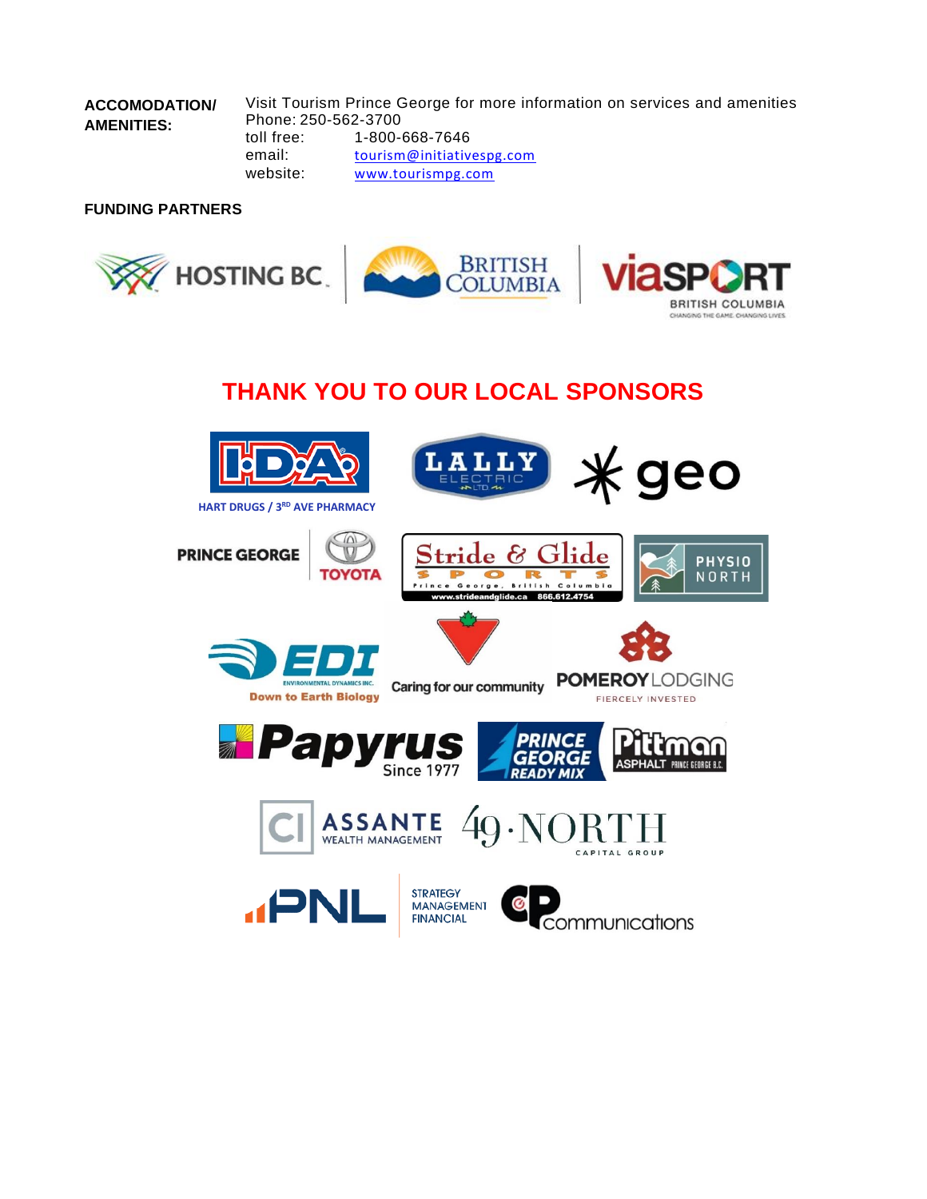**ACCOMODATION/ AMENITIES:**

Visit Tourism Prince George for more information on services and amenities
Phone: 250-562-3700
toll free: 1-800-668-7646
email: tourism@initiativespg.com
website: www.tourismpg.com

**FUNDING PARTNERS**

HOSTING BC | BRITISH COLUMBIA | viaSPORT BRITISH COLUMBIA CHANGING THE GAME. CHANGING LIVES.

## THANK YOU TO OUR LOCAL SPONSORS

I.D.A. HART DRUGS / 3RD AVE PHARMACY

LALLY ELECTRIC LTD

geo

PRINCE GEORGE TOYOTA

Stride & Glide SPORTS Prince George, British Columbia www.strideandglide.ca 866.612.4754

PHYSIO NORTH

EDI ENVIRONMENTAL DYNAMICS INC. Down to Earth Biology

Caring for our community

POMEROY LODGING FIERCELY INVESTED

Papyrus Since 1977

PRINCE GEORGE READY MIX

Pittman ASPHALT PRINCE GEORGE B.C.

CI ASSANTE WEALTH MANAGEMENT

49·NORTH CAPITAL GROUP

PNL STRATEGY MANAGEMENT FINANCIAL

CP communications